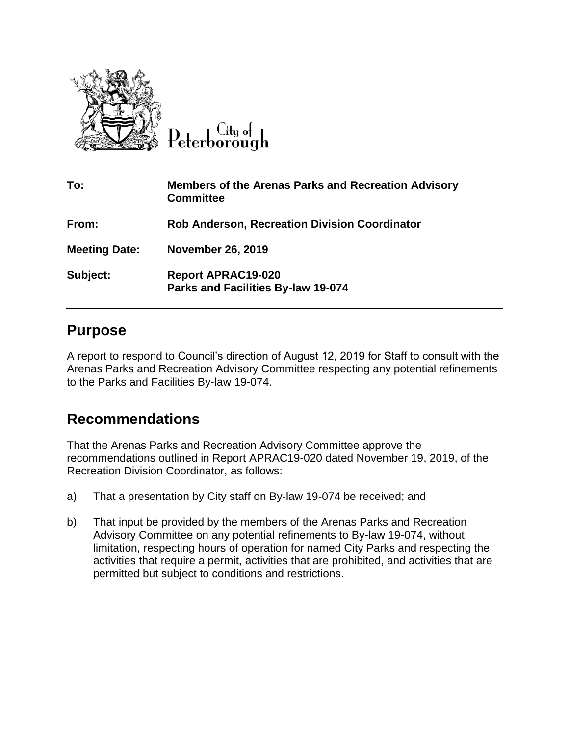City of Peterborough

| | |
|---|---|
| **To:** | **Members of the Arenas Parks and Recreation Advisory Committee** |
| **From:** | **Rob Anderson, Recreation Division Coordinator** |
| **Meeting Date:** | **November 26, 2019** |
| **Subject:** | **Report APRAC19-020**<br>**Parks and Facilities By-law 19-074** |

## Purpose

A report to respond to Council's direction of August 12, 2019 for Staff to consult with the Arenas Parks and Recreation Advisory Committee respecting any potential refinements to the Parks and Facilities By-law 19-074.

## Recommendations

That the Arenas Parks and Recreation Advisory Committee approve the recommendations outlined in Report APRAC19-020 dated November 19, 2019, of the Recreation Division Coordinator, as follows:

a) That a presentation by City staff on By-law 19-074 be received; and

b) That input be provided by the members of the Arenas Parks and Recreation Advisory Committee on any potential refinements to By-law 19-074, without limitation, respecting hours of operation for named City Parks and respecting the activities that require a permit, activities that are prohibited, and activities that are permitted but subject to conditions and restrictions.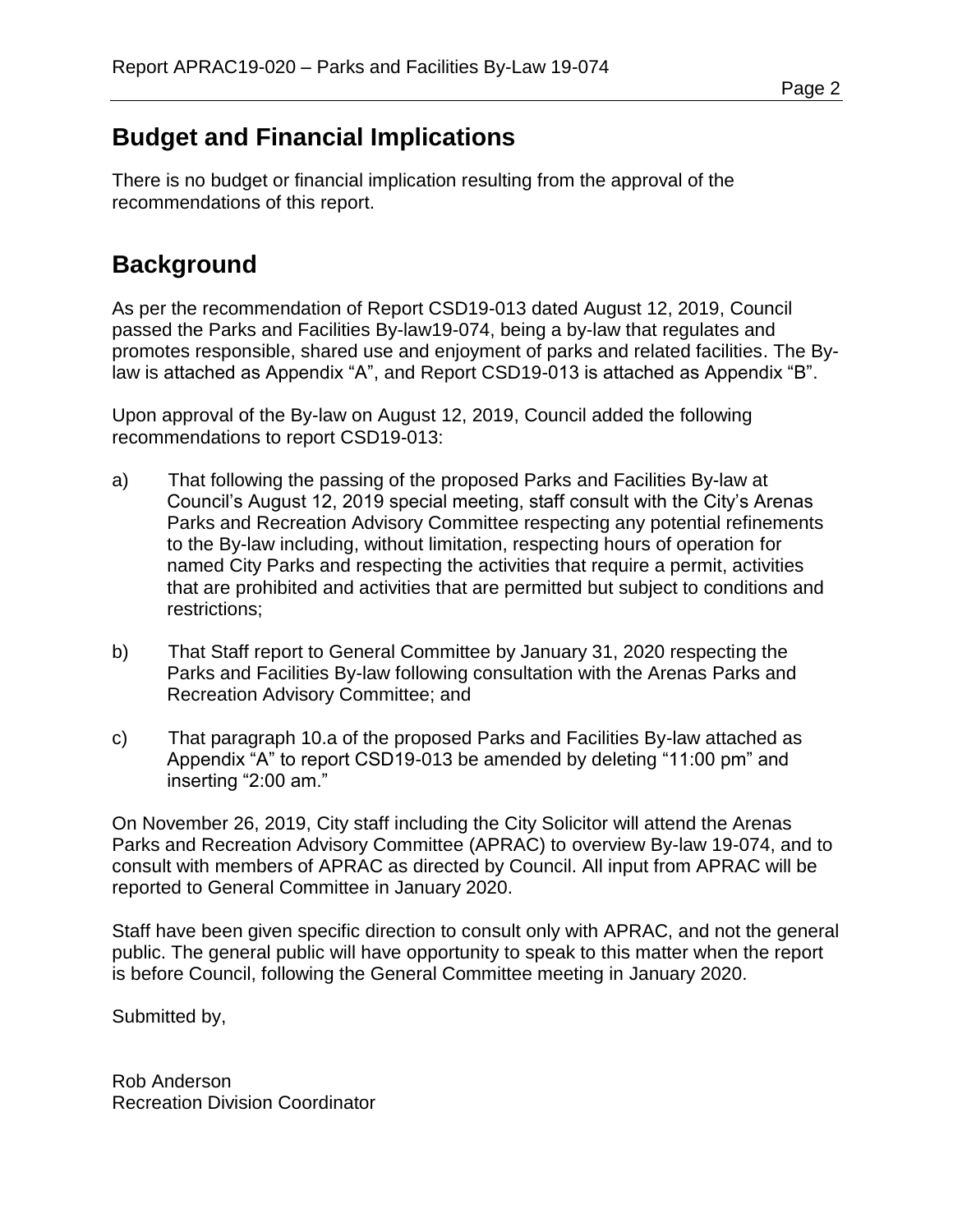## Budget and Financial Implications

There is no budget or financial implication resulting from the approval of the recommendations of this report.

## Background

As per the recommendation of Report CSD19-013 dated August 12, 2019, Council passed the Parks and Facilities By-law19-074, being a by-law that regulates and promotes responsible, shared use and enjoyment of parks and related facilities. The By-law is attached as Appendix “A”, and Report CSD19-013 is attached as Appendix “B”.

Upon approval of the By-law on August 12, 2019, Council added the following recommendations to report CSD19-013:

a) That following the passing of the proposed Parks and Facilities By-law at Council’s August 12, 2019 special meeting, staff consult with the City’s Arenas Parks and Recreation Advisory Committee respecting any potential refinements to the By-law including, without limitation, respecting hours of operation for named City Parks and respecting the activities that require a permit, activities that are prohibited and activities that are permitted but subject to conditions and restrictions;

b) That Staff report to General Committee by January 31, 2020 respecting the Parks and Facilities By-law following consultation with the Arenas Parks and Recreation Advisory Committee; and

c) That paragraph 10.a of the proposed Parks and Facilities By-law attached as Appendix “A” to report CSD19-013 be amended by deleting “11:00 pm” and inserting “2:00 am.”

On November 26, 2019, City staff including the City Solicitor will attend the Arenas Parks and Recreation Advisory Committee (APRAC) to overview By-law 19-074, and to consult with members of APRAC as directed by Council. All input from APRAC will be reported to General Committee in January 2020.

Staff have been given specific direction to consult only with APRAC, and not the general public. The general public will have opportunity to speak to this matter when the report is before Council, following the General Committee meeting in January 2020.

Submitted by,

Rob Anderson
Recreation Division Coordinator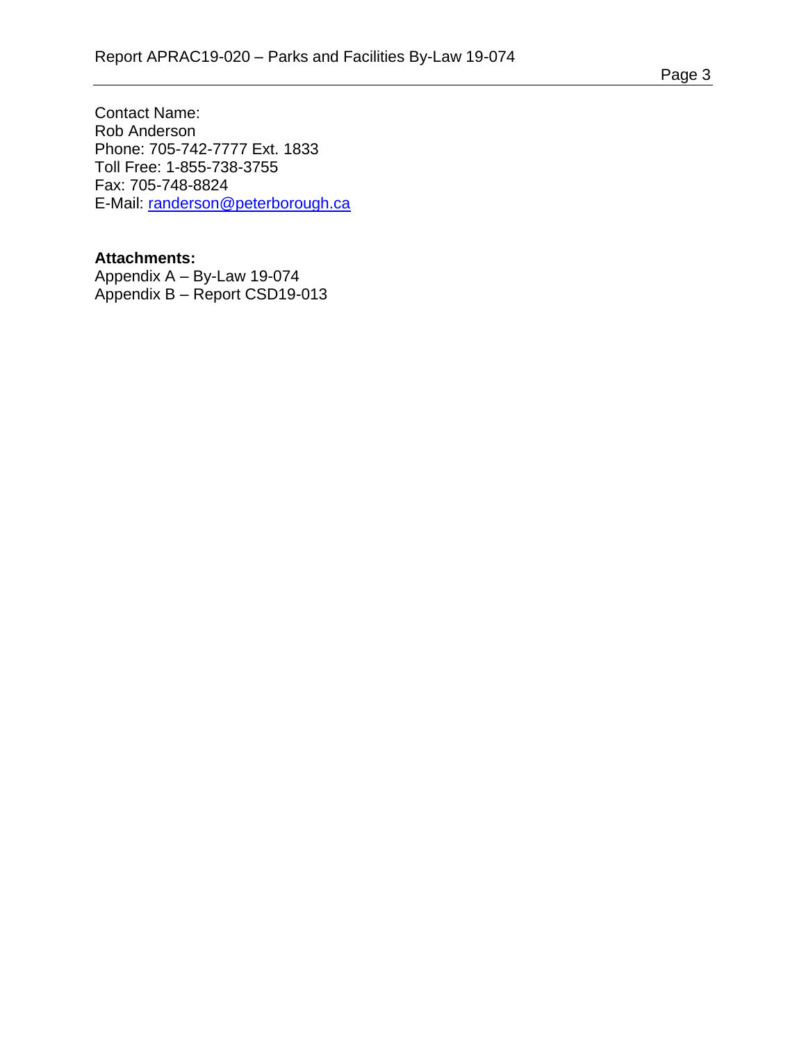Contact Name:
Rob Anderson
Phone: 705-742-7777 Ext. 1833
Toll Free: 1-855-738-3755
Fax: 705-748-8824
E-Mail: [randerson@peterborough.ca](mailto:randerson@peterborough.ca)

**Attachments:**
Appendix A – By-Law 19-074
Appendix B – Report CSD19-013